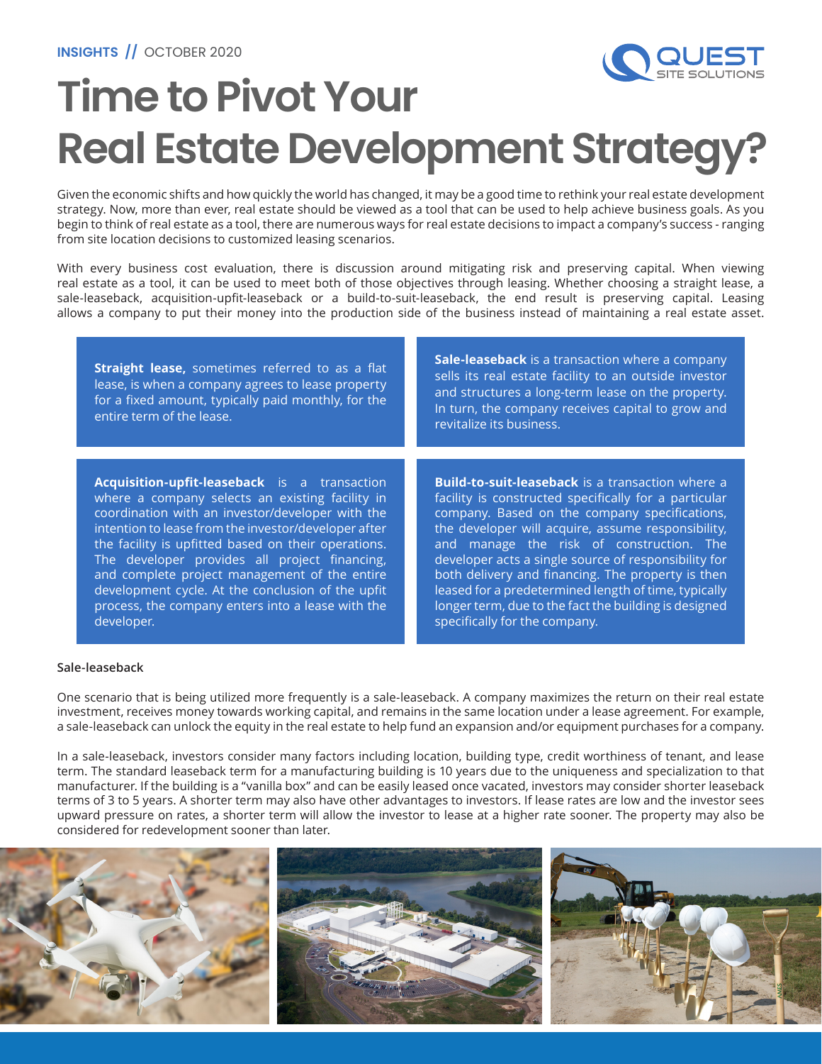INSIGHTS // OCTOBER 2020

# Time to Pivot Your Real Estate Development Strategy?

Given the economic shifts and how quickly the world has changed, it may be a good time to rethink your real estate development strategy. Now, more than ever, real estate should be viewed as a tool that can be used to help achieve business goals. As you begin to think of real estate as a tool, there are numerous ways for real estate decisions to impact a company's success - ranging from site location decisions to customized leasing scenarios.

With every business cost evaluation, there is discussion around mitigating risk and preserving capital. When viewing real estate as a tool, it can be used to meet both of those objectives through leasing. Whether choosing a straight lease, a sale-leaseback, acquisition-upfit-leaseback or a build-to-suit-leaseback, the end result is preserving capital. Leasing allows a company to put their money into the production side of the business instead of maintaining a real estate asset.

**Straight lease,** sometimes referred to as a flat lease, is when a company agrees to lease property for a fixed amount, typically paid monthly, for the entire term of the lease.

**Sale-leaseback** is a transaction where a company sells its real estate facility to an outside investor and structures a long-term lease on the property. In turn, the company receives capital to grow and revitalize its business.

**Acquisition-upfit-leaseback** is a transaction where a company selects an existing facility in coordination with an investor/developer with the intention to lease from the investor/developer after the facility is upfitted based on their operations. The developer provides all project financing, and complete project management of the entire development cycle. At the conclusion of the upfit process, the company enters into a lease with the developer.

**Build-to-suit-leaseback** is a transaction where a facility is constructed specifically for a particular company. Based on the company specifications, the developer will acquire, assume responsibility, and manage the risk of construction. The developer acts a single source of responsibility for both delivery and financing. The property is then leased for a predetermined length of time, typically longer term, due to the fact the building is designed specifically for the company.

### Sale-leaseback

One scenario that is being utilized more frequently is a sale-leaseback. A company maximizes the return on their real estate investment, receives money towards working capital, and remains in the same location under a lease agreement. For example, a sale-leaseback can unlock the equity in the real estate to help fund an expansion and/or equipment purchases for a company.

In a sale-leaseback, investors consider many factors including location, building type, credit worthiness of tenant, and lease term. The standard leaseback term for a manufacturing building is 10 years due to the uniqueness and specialization to that manufacturer. If the building is a "vanilla box" and can be easily leased once vacated, investors may consider shorter leaseback terms of 3 to 5 years. A shorter term may also have other advantages to investors. If lease rates are low and the investor sees upward pressure on rates, a shorter term will allow the investor to lease at a higher rate sooner. The property may also be considered for redevelopment sooner than later.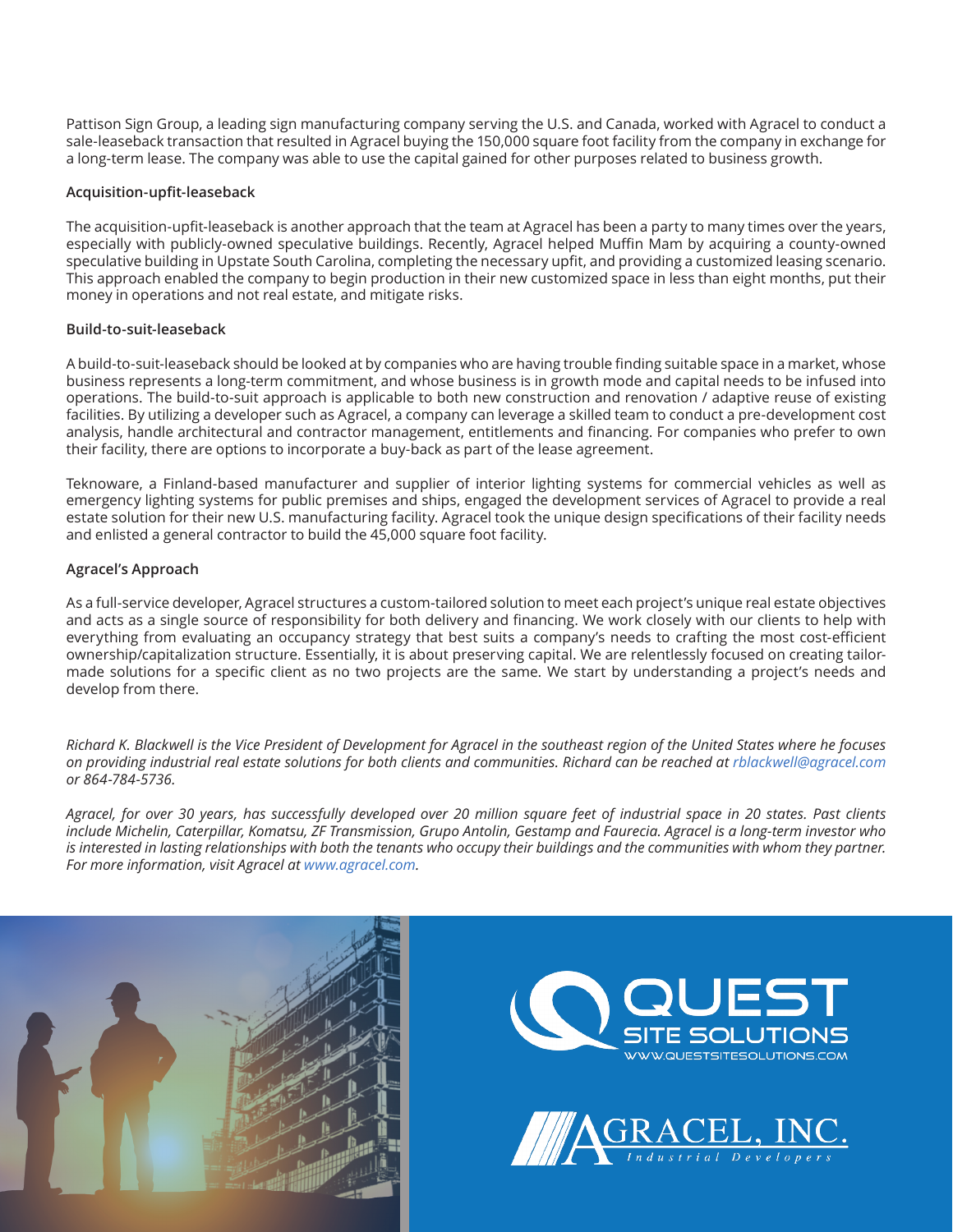Pattison Sign Group, a leading sign manufacturing company serving the U.S. and Canada, worked with Agracel to conduct a sale-leaseback transaction that resulted in Agracel buying the 150,000 square foot facility from the company in exchange for a long-term lease. The company was able to use the capital gained for other purposes related to business growth.

**Acquisition-upfit-leaseback**

The acquisition-upfit-leaseback is another approach that the team at Agracel has been a party to many times over the years, especially with publicly-owned speculative buildings. Recently, Agracel helped Muffin Mam by acquiring a county-owned speculative building in Upstate South Carolina, completing the necessary upfit, and providing a customized leasing scenario. This approach enabled the company to begin production in their new customized space in less than eight months, put their money in operations and not real estate, and mitigate risks.

**Build-to-suit-leaseback**

A build-to-suit-leaseback should be looked at by companies who are having trouble finding suitable space in a market, whose business represents a long-term commitment, and whose business is in growth mode and capital needs to be infused into operations. The build-to-suit approach is applicable to both new construction and renovation / adaptive reuse of existing facilities. By utilizing a developer such as Agracel, a company can leverage a skilled team to conduct a pre-development cost analysis, handle architectural and contractor management, entitlements and financing. For companies who prefer to own their facility, there are options to incorporate a buy-back as part of the lease agreement.

Teknoware, a Finland-based manufacturer and supplier of interior lighting systems for commercial vehicles as well as emergency lighting systems for public premises and ships, engaged the development services of Agracel to provide a real estate solution for their new U.S. manufacturing facility. Agracel took the unique design specifications of their facility needs and enlisted a general contractor to build the 45,000 square foot facility.

**Agracel's Approach**

As a full-service developer, Agracel structures a custom-tailored solution to meet each project's unique real estate objectives and acts as a single source of responsibility for both delivery and financing. We work closely with our clients to help with everything from evaluating an occupancy strategy that best suits a company's needs to crafting the most cost-efficient ownership/capitalization structure. Essentially, it is about preserving capital. We are relentlessly focused on creating tailor-made solutions for a specific client as no two projects are the same. We start by understanding a project's needs and develop from there.

*Richard K. Blackwell is the Vice President of Development for Agracel in the southeast region of the United States where he focuses on providing industrial real estate solutions for both clients and communities. Richard can be reached at rblackwell@agracel.com or 864-784-5736.*

*Agracel, for over 30 years, has successfully developed over 20 million square feet of industrial space in 20 states. Past clients include Michelin, Caterpillar, Komatsu, ZF Transmission, Grupo Antolin, Gestamp and Faurecia. Agracel is a long-term investor who is interested in lasting relationships with both the tenants who occupy their buildings and the communities with whom they partner. For more information, visit Agracel at www.agracel.com.*

QUEST SITE SOLUTIONS
WWW.QUESTSITESOLUTIONS.COM

AGRACEL, INC.
Industrial Developers